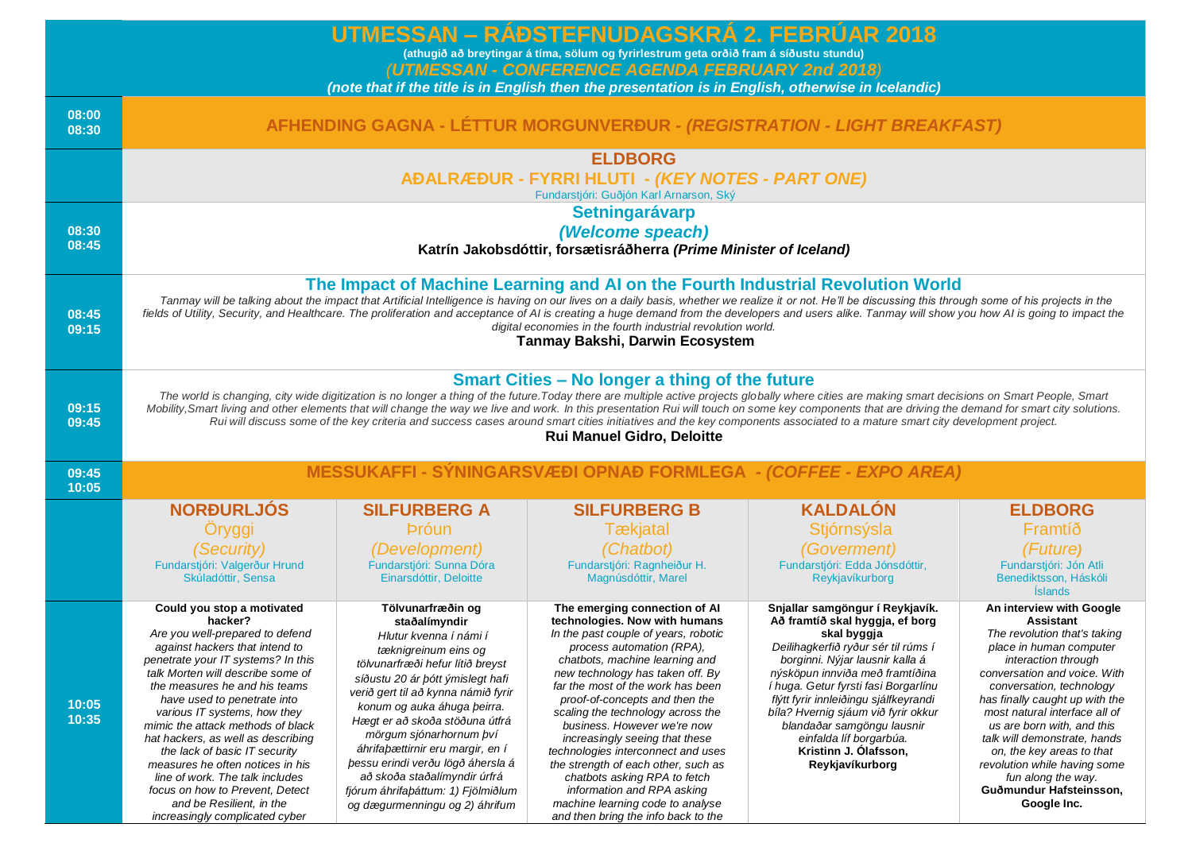# UTMESSAN – RÁÐSTEFNUDAGSKRÁ 2. FEBRÚAR 2018

(athugið að breytingar á tíma, sölum og fyrirlestrum geta orðið fram á síðustu stundu)

*(UTMESSAN - CONFERENCE AGENDA FEBRUARY 2nd 2018)*

*(note that if the title is in English then the presentation is in English, otherwise in Icelandic)*

**08:00 – 08:30**

## AFHENDING GAGNA - LÉTTUR MORGUNVERÐUR - *(REGISTRATION - LIGHT BREAKFAST)*

## ELDBORG

### AÐALRÆÐUR - FYRRI HLUTI - *(KEY NOTES - PART ONE)*

Fundarstjóri: Guðjón Karl Arnarson, Ský

**08:30 – 08:45**

### Setningarávarp

*(Welcome speach)*

**Katrín Jakobsdóttir, forsætisráðherra *(Prime Minister of Iceland)***

**08:45 – 09:15**

### The Impact of Machine Learning and AI on the Fourth Industrial Revolution World

*Tanmay will be talking about the impact that Artificial Intelligence is having on our lives on a daily basis, whether we realize it or not. He'll be discussing this through some of his projects in the fields of Utility, Security, and Healthcare. The proliferation and acceptance of AI is creating a huge demand from the developers and users alike. Tanmay will show you how AI is going to impact the digital economies in the fourth industrial revolution world.*

**Tanmay Bakshi, Darwin Ecosystem**

**09:15 – 09:45**

### Smart Cities – No longer a thing of the future

*The world is changing, city wide digitization is no longer a thing of the future.Today there are multiple active projects globally where cities are making smart decisions on Smart People, Smart Mobility,Smart living and other elements that will change the way we live and work. In this presentation Rui will touch on some key components that are driving the demand for smart city solutions. Rui will discuss some of the key criteria and success cases around smart cities initiatives and the key components associated to a mature smart city development project.*

**Rui Manuel Gidro, Deloitte**

**09:45 – 10:05**

## MESSUKAFFI - SÝNINGARSVÆÐI OPNAÐ FORMLEGA - *(COFFEE - EXPO AREA)*

| | NORÐURLJÓS | SILFURBERG A | SILFURBERG B | KALDALÓN | ELDBORG |
|---|---|---|---|---|---|
| | Öryggi *(Security)* Fundarstjóri: Valgerður Hrund Skúladóttir, Sensa | Þróun *(Development)* Fundarstjóri: Sunna Dóra Einarsdóttir, Deloitte | Tækjatal *(Chatbot)* Fundarstjóri: Ragnheiður H. Magnúsdóttir, Marel | Stjórnsýsla *(Goverment)* Fundarstjóri: Edda Jónsdóttir, Reykjavíkurborg | Framtíð *(Future)* Fundarstjóri: Jón Atli Benediktsson, Háskóli Íslands |
| 10:05 – 10:35 | **Could you stop a motivated hacker?** *Are you well-prepared to defend against hackers that intend to penetrate your IT systems? In this talk Morten will describe some of the measures he and his teams have used to penetrate into various IT systems, how they mimic the attack methods of black hat hackers, as well as describing the lack of basic IT security measures he often notices in his line of work. The talk includes focus on how to Prevent, Detect and be Resilient, in the increasingly complicated cyber* | **Tölvunarfræðin og staðalímyndir** *Hlutur kvenna í námi í tæknigreinum eins og tölvunarfræði hefur lítið breyst síðustu 20 ár þótt ýmislegt hafi verið gert til að kynna námið fyrir konum og auka áhuga þeirra. Hægt er að skoða stöðuna útfrá mörgum sjónarhornum því áhrifaþættirnir eru margir, en í þessu erindi verðu lögð áhersla á að skoða staðalímyndir úrfrá fjórum áhrifaþáttum: 1) Fjölmiðlum og dægurmenningu og 2) áhrifum* | **The emerging connection of AI technologies. Now with humans** *In the past couple of years, robotic process automation (RPA), chatbots, machine learning and new technology has taken off. By far the most of the work has been proof-of-concepts and then the scaling the technology across the business. However we're now increasingly seeing that these technologies interconnect and uses the strength of each other, such as chatbots asking RPA to fetch information and RPA asking machine learning code to analyse and then bring the info back to the* | **Snjallar samgöngur í Reykjavík. Að framtíð skal hyggja, ef borg skal byggja** *Deilihagkerfið ryður sér til rúms í borginni. Nýjar lausnir kalla á nýsköpun innviða með framtíðina í huga. Getur fyrsti fasi Borgarlínu flýtt fyrir innleiðingu sjálfkeyrandi bíla? Hvernig sjáum við fyrir okkur blandaðar samgöngu lausnir einfalda líf borgarbúa.* **Kristinn J. Ólafsson, Reykjavíkurborg** | **An interview with Google Assistant** *The revolution that's taking place in human computer interaction through conversation and voice. With conversation, technology has finally caught up with the most natural interface all of us are born with, and this talk will demonstrate, hands on, the key areas to that revolution while having some fun along the way.* **Guðmundur Hafsteinsson, Google Inc.** |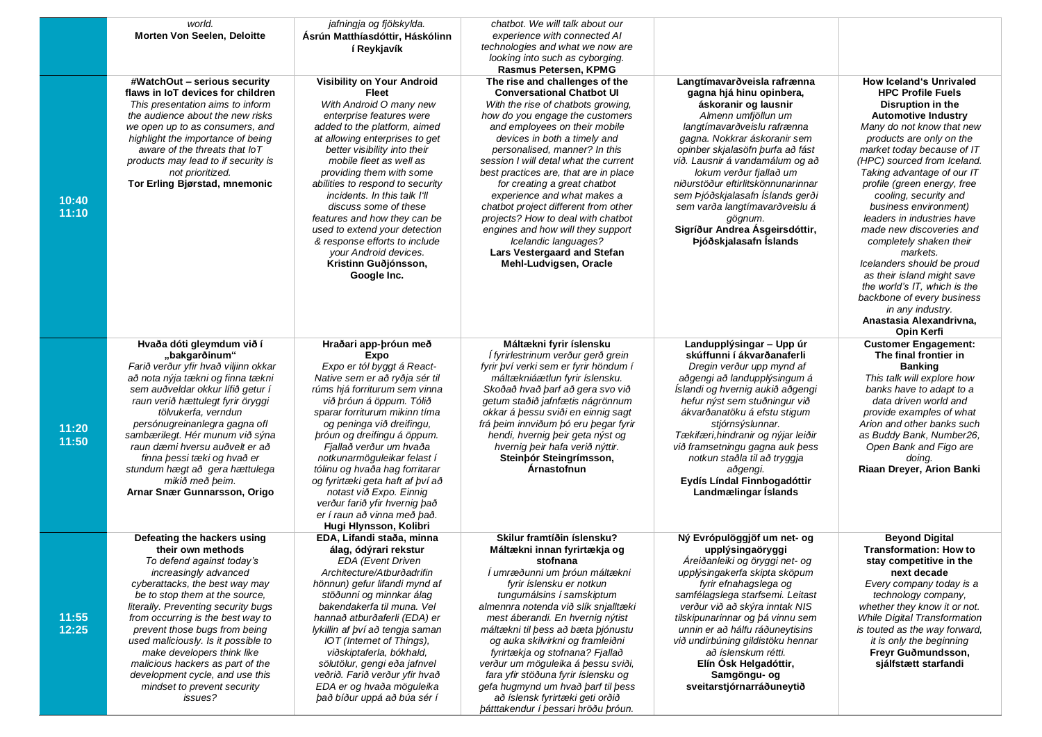| | | | | | |
|---|---|---|---|---|---|
| | *world.* **Morten Von Seelen, Deloitte** | *jafningja og fjölskylda.* **Ásrún Matthíasdóttir, Háskólinn í Reykjavík** | *chatbot. We will talk about our experience with connected AI technologies and what we now are looking into such as cyborging.* **Rasmus Petersen, KPMG** | | |
| 10:40 11:10 | **#WatchOut – serious security flaws in IoT devices for children** *This presentation aims to inform the audience about the new risks we open up to as consumers, and highlight the importance of being aware of the threats that IoT products may lead to if security is not prioritized.* **Tor Erling Bjørstad, mnemonic** | **Visibility on Your Android Fleet** *With Android O many new enterprise features were added to the platform, aimed at allowing enterprises to get better visibility into their mobile fleet as well as providing them with some abilities to respond to security incidents. In this talk I'll discuss some of these features and how they can be used to extend your detection & response efforts to include your Android devices.* **Kristinn Guðjónsson, Google Inc.** | **The rise and challenges of the Conversational Chatbot UI** *With the rise of chatbots growing, how do you engage the customers and employees on their mobile devices in both a timely and personalised, manner? In this session I will detal what the current best practices are, that are in place for creating a great chatbot experience and what makes a chatbot project different from other projects? How to deal with chatbot engines and how will they support Icelandic languages?* **Lars Vestergaard and Stefan Mehl-Ludvigsen, Oracle** | **Langtímavarðveisla rafrænna gagna hjá hinu opinbera, áskoranir og lausnir** *Almenn umfjöllun um langtímavarðveislu rafrænna gagna. Nokkrar áskoranir sem opinber skjalasöfn þurfa að fást við. Lausnir á vandamálum og að lokum verður fjallað um niðurstöður eftirlitskönnunarinnar sem Þjóðskjalasafn Íslands gerði sem varða langtímavarðveislu á gögnum.* **Sigríður Andrea Ásgeirsdóttir, Þjóðskjalasafn Íslands** | **How Iceland's Unrivaled HPC Profile Fuels Disruption in the Automotive Industry** *Many do not know that new products are only on the market today because of IT (HPC) sourced from Iceland. Taking advantage of our IT profile (green energy, free cooling, security and business environment) leaders in industries have made new discoveries and completely shaken their markets. Icelanders should be proud as their island might save the world's IT, which is the backbone of every business in any industry.* **Anastasia Alexandrivna, Opin Kerfi** |
| 11:20 11:50 | **Hvaða dóti gleymdum við í „bakgarðinum"** *Farið verður yfir hvað viljinn okkar að nota nýja tækni og finna tækni sem auðveldar okkur lífið getur í raun verið hættulegt fyrir öryggi tölvukerfa, verndun persónugreinanlegra gagna ofl sambærilegt. Hér munum við sýna raun dæmi hversu auðvelt er að finna þessi tæki og hvað er stundum hægt að gera hættulega mikið með þeim.* **Arnar Snær Gunnarsson, Origo** | **Hraðari app-þróun með Expo** *Expo er tól byggt á React-Native sem er að ryðja sér til rúms hjá forriturum sem vinna við þróun á öppum. Tólið sparar forriturum mikinn tíma og peninga við dreifingu, þróun og dreifingu á öppum. Fjallað verður um hvaða notkunarmöguleikar felast í tólinu og hvaða hag forritarar og fyrirtæki geta haft af því að notast við Expo. Einnig verður farið yfir hvernig það er í raun að vinna með það.* **Hugi Hlynsson, Kolibri** | **Máltækni fyrir íslensku** *Í fyrirlestrinum verður gerð grein fyrir því verki sem er fyrir höndum í máltækniáætlun fyrir íslensku. Skoðað hvað þarf að gera svo við getum staðið jafnfætis nágrönnum okkar á þessu sviði en einnig sagt frá þeim innviðum þó eru þegar fyrir hendi, hvernig þeir geta nýst og hvernig þeir hafa verið nýttir.* **Steinþór Steingrímsson, Árnastofnun** | **Landupplýsingar – Upp úr skúffunni í ákvarðanaferli** *Dregin verður upp mynd af aðgengi að landupplýsingum á Íslandi og hvernig aukið aðgengi hefur nýst sem stuðningur við ákvarðanatöku á efstu stigum stjórnsýslunnar. Tækifæri,hindranir og nýjar leiðir við framsetningu gagna auk þess notkun staðla til að tryggja aðgengi.* **Eydís Líndal Finnbogadóttir Landmælingar Íslands** | **Customer Engagement: The final frontier in Banking** *This talk will explore how banks have to adapt to a data driven world and provide examples of what Arion and other banks such as Buddy Bank, Number26, Open Bank and Figo are doing.* **Riaan Dreyer, Arion Banki** |
| 11:55 12:25 | **Defeating the hackers using their own methods** *To defend against today's increasingly advanced cyberattacks, the best way may be to stop them at the source, literally. Preventing security bugs from occurring is the best way to prevent those bugs from being used maliciously. Is it possible to make developers think like malicious hackers as part of the development cycle, and use this mindset to prevent security issues?* | **EDA, Lifandi staða, minna álag, ódýrari rekstur** *EDA (Event Driven Architecture/Atburðadrifin hönnun) gefur lifandi mynd af stöðunni og minnkar álag bakendakerfa til muna. Vel hannað atburðaferli (EDA) er lykillin af því að tengja saman IOT (Internet of Things), viðskiptaferla, bókhald, sölutölur, gengi eða jafnvel veðrið. Farið verður yfir hvað EDA er og hvaða möguleika það bíður uppá að búa sér í* | **Skilur framtíðin íslensku? Máltækni innan fyrirtækja og stofnana** *Í umræðunni um þróun máltækni fyrir íslensku er notkun tungumálsins í samskiptum almennra notenda við slík snjalltæki mest áberandi. En hvernig nýtist máltækni til þess að bæta þjónustu og auka skilvirkni og framleiðni fyrirtækja og stofnana? Fjallað verður um möguleika á þessu sviði, fara yfir stöðuna fyrir íslensku og gefa hugmynd um hvað þarf til þess að íslensk fyrirtæki geti orðið þátttakendur í þessari hröðu þróun.* | **Ný Evrópulöggjöf um net- og upplýsingaöryggi** *Áreiðanleiki og öryggi net- og upplýsingakerfa skipta sköpum fyrir efnahagslega og samfélagslega starfsemi. Leitast verður við að skýra inntak NIS tilskipunarinnar og þá vinnu sem unnin er að hálfu ráðuneytisins við undirbúning gildistöku hennar að íslenskum rétti.* **Elín Ósk Helgadóttir, Samgöngu- og sveitarstjórnarráðuneytið** | **Beyond Digital Transformation: How to stay competitive in the next decade** *Every company today is a technology company, whether they know it or not. While Digital Transformation is touted as the way forward, it is only the beginning* **Freyr Guðmundsson, sjálfstætt starfandi** |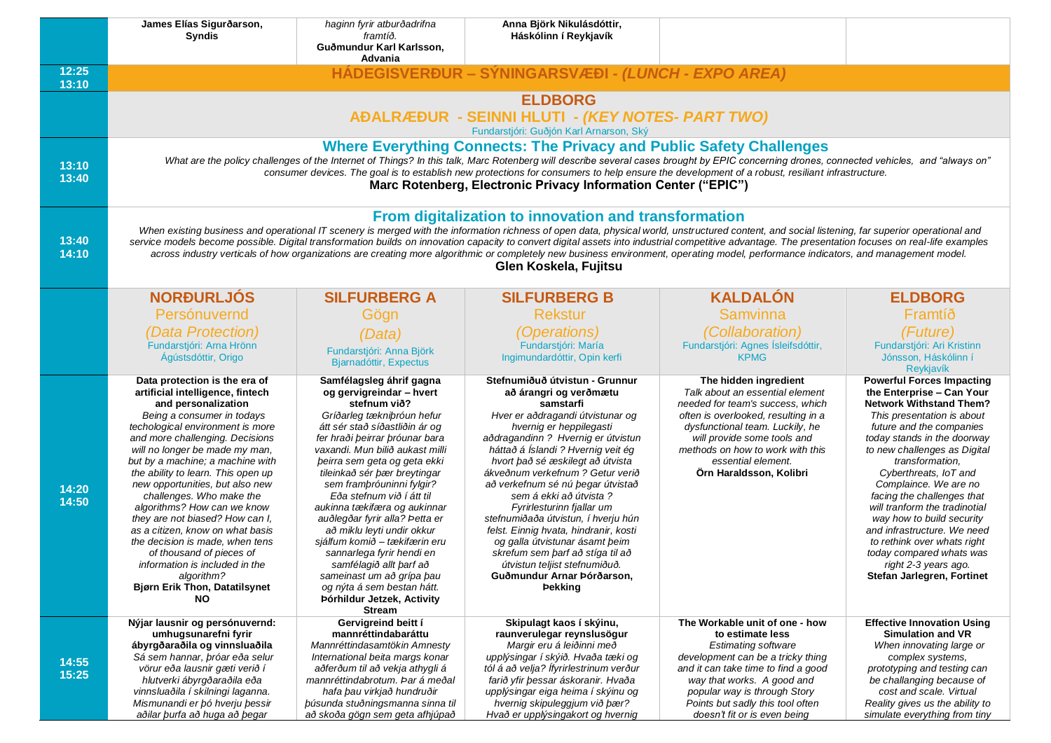| | | | | | |
|---|---|---|---|---|---|
| | **James Elías Sigurðarson, Syndis** | *haginn fyrir atburðadrifna framtíð.* **Guðmundur Karl Karlsson, Advania** | **Anna Björk Nikulásdóttir, Háskólinn í Reykjavík** | | |
| 12:25 13:10 | **HÁDEGISVERÐUR – SÝNINGARSVÆÐI - *(LUNCH - EXPO AREA)*** | | | | |
| | **ELDBORG** **AÐALRÆÐUR - SEINNI HLUTI - *(KEY NOTES- PART TWO)*** Fundarstjóri: Guðjón Karl Arnarson, Ský | | | | |
| 13:10 13:40 | **Where Everything Connects: The Privacy and Public Safety Challenges** *What are the policy challenges of the Internet of Things? In this talk, Marc Rotenberg will describe several cases brought by EPIC concerning drones, connected vehicles, and "always on" consumer devices. The goal is to establish new protections for consumers to help ensure the development of a robust, resiliant infrastructure.* **Marc Rotenberg, Electronic Privacy Information Center ("EPIC")** | | | | |
| 13:40 14:10 | **From digitalization to innovation and transformation** *When existing business and operational IT scenery is merged with the information richness of open data, physical world, unstructured content, and social listening, far superior operational and service models become possible. Digital transformation builds on innovation capacity to convert digital assets into industrial competitive advantage. The presentation focuses on real-life examples across industry verticals of how organizations are creating more algorithmic or completely new business environment, operating model, performance indicators, and management model.* **Glen Koskela, Fujitsu** | | | | |
| | **NORÐURLJÓS** Persónuvernd *(Data Protection)* Fundarstjóri: Arna Hrönn Ágústsdóttir, Origo | **SILFURBERG A** Gögn *(Data)* Fundarstjóri: Anna Björk Bjarnadóttir, Expectus | **SILFURBERG B** Rekstur *(Operations)* Fundarstjóri: María Ingimundardóttir, Opin kerfi | **KALDALÓN** Samvinna *(Collaboration)* Fundarstjóri: Agnes Ísleifsdóttir, KPMG | **ELDBORG** Framtíð *(Future)* Fundarstjóri: Ari Kristinn Jónsson, Háskólinn í Reykjavík |
| 14:20 14:50 | **Data protection is the era of artificial intelligence, fintech and personalization** *Being a consumer in todays techological environment is more and more challenging. Decisions will no longer be made my man, but by a machine; a machine with the ability to learn. This open up new opportunities, but also new challenges. Who make the algorithms? How can we know they are not biased? How can I, as a citizen, know on what basis the decision is made, when tens of thousand of pieces of information is included in the algorithm?* **Bjørn Erik Thon, Datatilsynet NO** | **Samfélagsleg áhrif gagna og gervigreindar – hvert stefnum við?** *Gríðarleg tækniþróun hefur átt sér stað síðastliðin ár og fer hraði þeirrar þróunar bara vaxandi. Mun bilið aukast milli þeirra sem geta og geta ekki tileinkað sér þær breytingar sem framþróuninni fylgir? Eða stefnum við í átt til aukinna tækifæra og aukinnar auðlegðar fyrir alla? Þetta er að miklu leyti undir okkur sjálfum komið – tækifærin eru sannarlega fyrir hendi en samfélagið allt þarf að sameinast um að grípa þau og nýta á sem bestan hátt.* **Þórhildur Jetzek, Activity Stream** | **Stefnumiðuð útvistun - Grunnur að árangri og verðmætu samstarfi** *Hver er aðdragandi útvistunar og hvernig er heppilegasti aðdragandinn ? Hvernig er útvistun háttað á Íslandi ? Hvernig veit ég hvort það sé æskilegt að útvista ákveðnum verkefnum ? Getur verið að verkefnum sé nú þegar útvistað sem á ekki að útvista ? Fyrirlesturinn fjallar um stefnumiðaða útvistun, í hverju hún felst. Einnig hvata, hindranir, kosti og galla útvistunar ásamt þeim skrefum sem þarf að stíga til að útvistun teljist stefnumiðuð.* **Guðmundur Arnar Þórðarson, Þekking** | **The hidden ingredient** *Talk about an essential element needed for team's success, which often is overlooked, resulting in a dysfunctional team. Luckily, he will provide some tools and methods on how to work with this essential element.* **Örn Haraldsson, Kolibri** | **Powerful Forces Impacting the Enterprise – Can Your Network Withstand Them?** *This presentation is about future and the companies today stands in the doorway to new challenges as Digital transformation, Cyberthreats, IoT and Complaince. We are no facing the challenges that will tranform the tradinotial way how to build security and infrastructure. We need to rethink over whats right today compared whats was right 2-3 years ago.* **Stefan Jarlegren, Fortinet** |
| 14:55 15:25 | **Nýjar lausnir og persónuvernd: umhugsunarefni fyrir ábyrgðaraðila og vinnsluaðila** *Sá sem hannar, þróar eða selur vörur eða lausnir gæti verið í hlutverki ábyrgðaraðila eða vinnsluaðila í skilningi laganna. Mismunandi er þó hverju þessir aðilar þurfa að huga að þegar* | **Gervigreind beitt í mannréttindabaráttu** *Mannréttindasamtökin Amnesty International beita margs konar aðferðum til að vekja athygli á mannréttindabrotum. Þar á meðal hafa þau virkjað hundruðir þúsunda stuðningsmanna sinna til að skoða gögn sem geta afhjúpað* | **Skipulagt kaos í skýinu, raunverulegar reynslusögur** *Margir eru á leiðinni með upplýsingar í skýið. Hvaða tæki og tól á að velja? Í fyrirlestrinum verður farið yfir þessar áskoranir. Hvaða upplýsingar eiga heima í skýinu og hvernig skipuleggjum við þær? Hvað er upplýsingakort og hvernig* | **The Workable unit of one - how to estimate less** *Estimating software development can be a tricky thing and it can take time to find a good way that works. A good and popular way is through Story Points but sadly this tool often doesn't fit or is even being* | **Effective Innovation Using Simulation and VR** *When innovating large or complex systems, prototyping and testing can be challanging because of cost and scale. Virtual Reality gives us the ability to simulate everything from tiny* |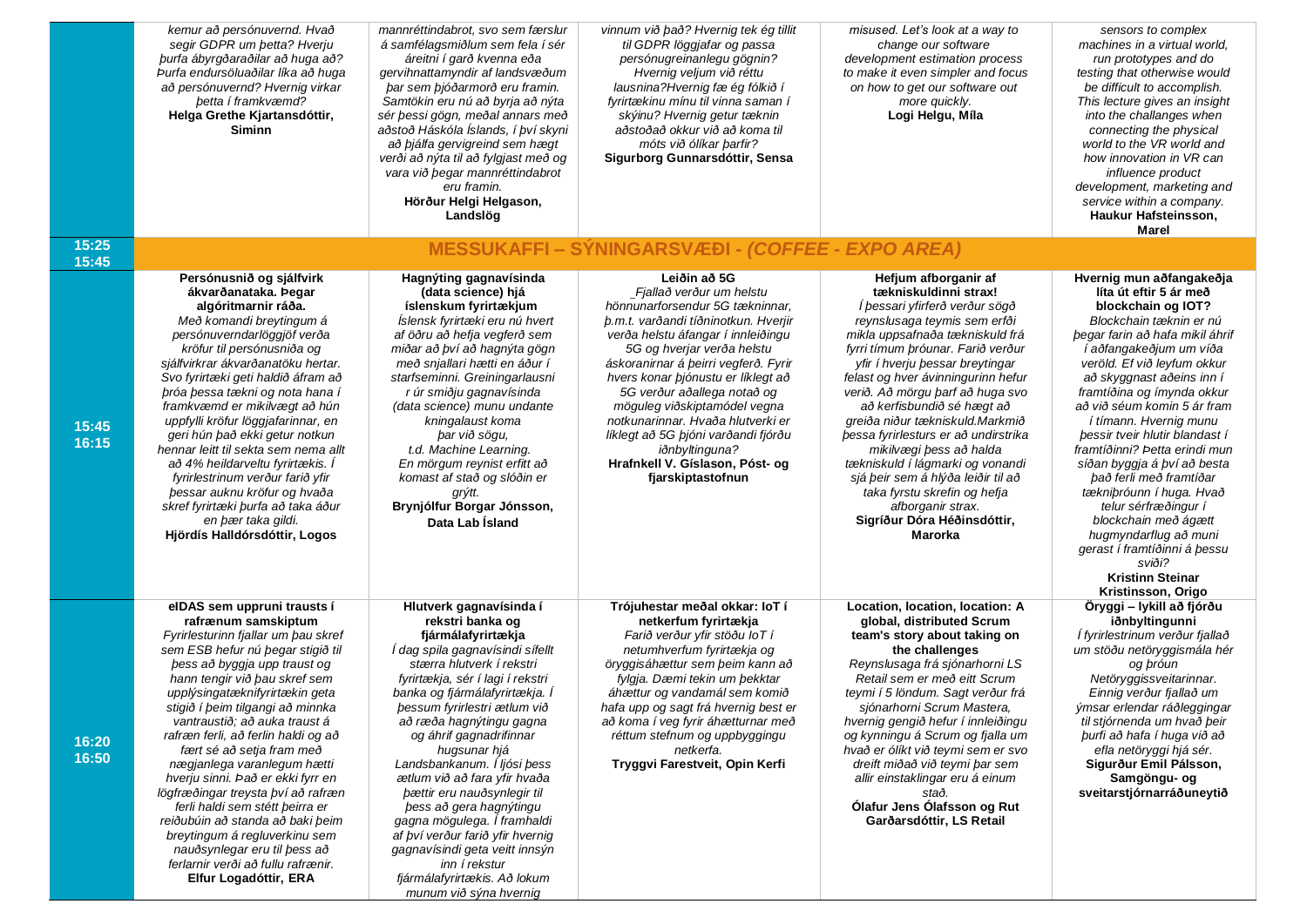| | | | | | |
|---|---|---|---|---|---|
| | *kemur að persónuvernd. Hvað segir GDPR um þetta? Hverju þurfa ábyrgðaraðilar að huga að? Þurfa endursöluaðilar líka að huga að persónuvernd? Hvernig virkar þetta í framkvæmd?* **Helga Grethe Kjartansdóttir, Siminn** | *mannréttindabrot, svo sem færslur á samfélagsmiðlum sem fela í sér áreitni í garð kvenna eða gervihnattamyndir af landsvæðum þar sem þjóðarmorð eru framin. Samtökin eru nú að byrja að nýta sér þessi gögn, meðal annars með aðstoð Háskóla Íslands, í því skyni að þjálfa gervigreind sem hægt verði að nýta til að fylgjast með og vara við þegar mannréttindabrot eru framin.* **Hörður Helgi Helgason, Landslög** | *vinnum við það? Hvernig tek ég tillit til GDPR löggjafar og passa persónugreinanlegu gögnin? Hvernig veljum við réttu lausnina?Hvernig fæ ég fólkið í fyrirtækinu mínu til vinna saman í skýinu? Hvernig getur tæknin aðstoðað okkur við að koma til móts við ólíkar þarfir?* **Sigurborg Gunnarsdóttir, Sensa** | *misused. Let's look at a way to change our software development estimation process to make it even simpler and focus on how to get our software out more quickly.* **Logi Helgu, Míla** | *sensors to complex machines in a virtual world, run prototypes and do testing that otherwise would be difficult to accomplish. This lecture gives an insight into the challenges when connecting the physical world to the VR world and how innovation in VR can influence product development, marketing and service within a company.* **Haukur Hafsteinsson, Marel** |
| **15:25 15:45** | **MESSUKAFFI – SÝNINGARSVÆÐI - *(COFFEE - EXPO AREA)*** | | | | |
| **15:45 16:15** | **Persónusnið og sjálfvirk ákvarðanataka. Þegar algóritmarnir ráða.** *Með komandi breytingum á persónuverndarlöggjöf verða kröfur til persónusniða og sjálfvirkrar ákvarðanatöku hertar. Svo fyrirtæki geti haldið áfram að þróa þessa tækni og nota hana í framkvæmd er mikilvægt að hún uppfylli kröfur löggjafarinnar, en geri hún það ekki getur notkun hennar leitt til sekta sem nema allt að 4% heildarveltu fyrirtækis. Í fyrirlestrinum verður farið yfir þessar auknu kröfur og hvaða skref fyrirtæki þurfa að taka áður en þær taka gildi.* **Hjördís Halldórsdóttir, Logos** | **Hagnýting gagnavísinda (data science) hjá íslenskum fyrirtækjum** *Íslensk fyrirtæki eru nú hvert af öðru að hefja vegferð sem miðar að því að hagnýta gögn með snjallari hætti en áður í starfseminni. Greiningarlausni r úr smiðju gagnavísinda (data science) munu undante kningalaust koma þar við sögu, t.d. Machine Learning. En mörgum reynist erfitt að komast af stað og slóðin er grýtt.* **Brynjólfur Borgar Jónsson, Data Lab Ísland** | **Leiðin að 5G** *_Fjallað verður um helstu hönnunarforsendur 5G tækninnar, þ.m.t. varðandi tíðninotkun. Hverjir verða helstu áfangar í innleiðingu 5G og hverjar verða helstu áskoranirnar á þeirri vegferð. Fyrir hvers konar þjónustu er líklegt að 5G verður aðallega notað og möguleg viðskiptamódel vegna notkunarinnar. Hvaða hlutverki er líklegt að 5G þjóni varðandi fjórðu iðnbyltinguna?* **Hrafnkell V. Gíslason, Póst- og fjarskiptastofnun** | **Hefjum afborganir af tækniskuldinni strax!** *Í þessari yfirferð verður sögð reynslusaga teymis sem erfði mikla uppsafnaða tækniskuld frá fyrri tímum þróunar. Farið verður yfir í hverju þessar breytingar felast og hver ávinningurinn hefur verið. Að mörgu þarf að huga svo að kerfisbundið sé hægt að greiða niður tækniskuld.Markmið þessa fyrirlesturs er að undirstrika mikilvægi þess að halda tækniskuld í lágmarki og vonandi sjá þeir sem á hlýða leiðir til að taka fyrstu skrefin og hefja afborganir strax.* **Sigríður Dóra Héðinsdóttir, Marorka** | **Hvernig mun aðfangakeðja líta út eftir 5 ár með blockchain og IOT?** *Blockchain tæknin er nú þegar farin að hafa mikil áhrif í aðfangakeðjum um víða veröld. Ef við leyfum okkur að skyggnast aðeins inn í framtíðina og ímynda okkur að við séum komin 5 ár fram í tímann. Hvernig munu þessir tveir hlutir blandast í framtíðinni? Þetta erindi mun síðan byggja á því að besta það ferli með framtíðar tækniþróunn í huga. Hvað telur sérfræðingur í blockchain með ágætt hugmyndarflug að muni gerast í framtíðinni á þessu sviði?* **Kristinn Steinar Kristinsson, Origo** |
| **16:20 16:50** | **eIDAS sem uppruni trausts í rafrænum samskiptum** *Fyrirlesturinn fjallar um þau skref sem ESB hefur nú þegar stigið til þess að byggja upp traust og hann tengir við þau skref sem upplýsingatæknifyrirtækin geta stigið í þeim tilgangi að minnka vantraustið; að auka traust á rafræn ferli, að ferlin haldi og að fært sé að setja fram með nægjanlega varanlegum hætti hverju sinni. Það er ekki fyrr en lögfræðingar treysta því að rafræn ferli haldi sem stétt þeirra er reiðubúin að standa að baki þeim breytingum á regluverkinu sem nauðsynlegar eru til þess að ferlarnir verði að fullu rafrænir.* **Elfur Logadóttir, ERA** | **Hlutverk gagnavísinda í rekstri banka og fjármálafyrirtækja** *Í dag spila gagnavísindi sífellt stærra hlutverk í rekstri fyrirtækja, sér í lagi í rekstri banka og fjármálafyrirtækja. Í þessum fyrirlestri ætlum við að ræða hagnýtingu gagna og áhrif gagnadrifinnar hugsunar hjá Landsbankanum. Í ljósi þess ætlum við að fara yfir hvaða þættir eru nauðsynlegir til þess að gera hagnýtingu gagna mögulega. Í framhaldi af því verður farið yfir hvernig gagnavísindi geta veitt innsýn inn í rekstur fjármálafyrirtækis. Að lokum munum við sýna hvernig* | **Trójuhestar meðal okkar: IoT í netkerfum fyrirtækja** *Farið verður yfir stöðu IoT í netumhverfum fyrirtækja og öryggisáhættur sem þeim kann að fylgja. Dæmi tekin um þekktar áhættur og vandamál sem komið hafa upp og sagt frá hvernig best er að koma í veg fyrir áhætturnar með réttum stefnum og uppbyggingu netkerfa.* **Tryggvi Farestveit, Opin Kerfi** | **Location, location, location: A global, distributed Scrum team's story about taking on the challenges** *Reynslusaga frá sjónarhorni LS Retail sem er með eitt Scrum teymi í 5 löndum. Sagt verður frá sjónarhorni Scrum Mastera, hvernig gengið hefur í innleiðingu og kynningu á Scrum og fjalla um hvað er ólíkt við teymi sem er svo dreift miðað við teymi þar sem allir einstaklingar eru á einum stað.* **Ólafur Jens Ólafsson og Rut Garðarsdóttir, LS Retail** | **Öryggi – lykill að fjórðu iðnbyltingunni** *Í fyrirlestrinum verður fjallað um stöðu netöryggismála hér og þróun Netöryggissveitarinnar. Einnig verður fjallað um ýmsar erlendar ráðleggingar til stjórnenda um hvað þeir þurfi að hafa í huga við að efla netöryggi hjá sér.* **Sigurður Emil Pálsson, Samgöngu- og sveitarstjórnarráðuneytið** |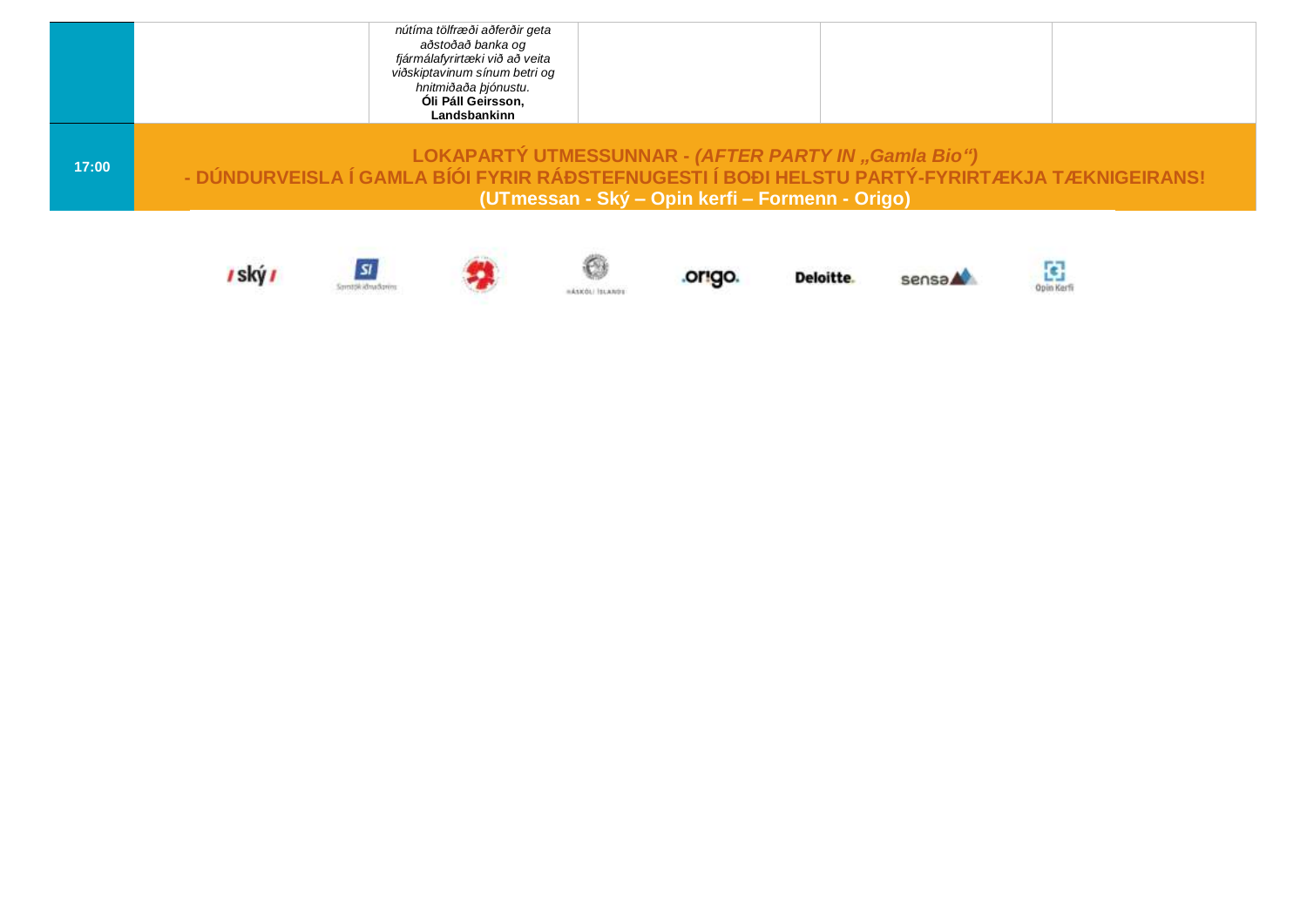| | | | | | |
|---|---|---|---|---|---|
| | | *nútíma tölfræði aðferðir geta aðstoðað banka og fjármálafyrirtæki við að veita viðskiptavinum sínum betri og hnitmiðaða þjónustu.* **Óli Páll Geirsson, Landsbankinn** | | | |
| **17:00** | **LOKAPARTÝ UTMESSUNNAR - *(AFTER PARTY IN „Gamla Bio")* - DÚNDURVEISLA Í GAMLA BÍÓI FYRIR RÁÐSTEFNUGESTI Í BOÐI HELSTU PARTÝ-FYRIRTÆKJA TÆKNIGEIRANS! (UTmessan - Ský – Opin kerfi – Formenn - Origo)** | | | | |

ský · SI Samtök iðnaðarins · Háskóli Íslands · origo. · Deloitte. · sensa · Opin Kerfi